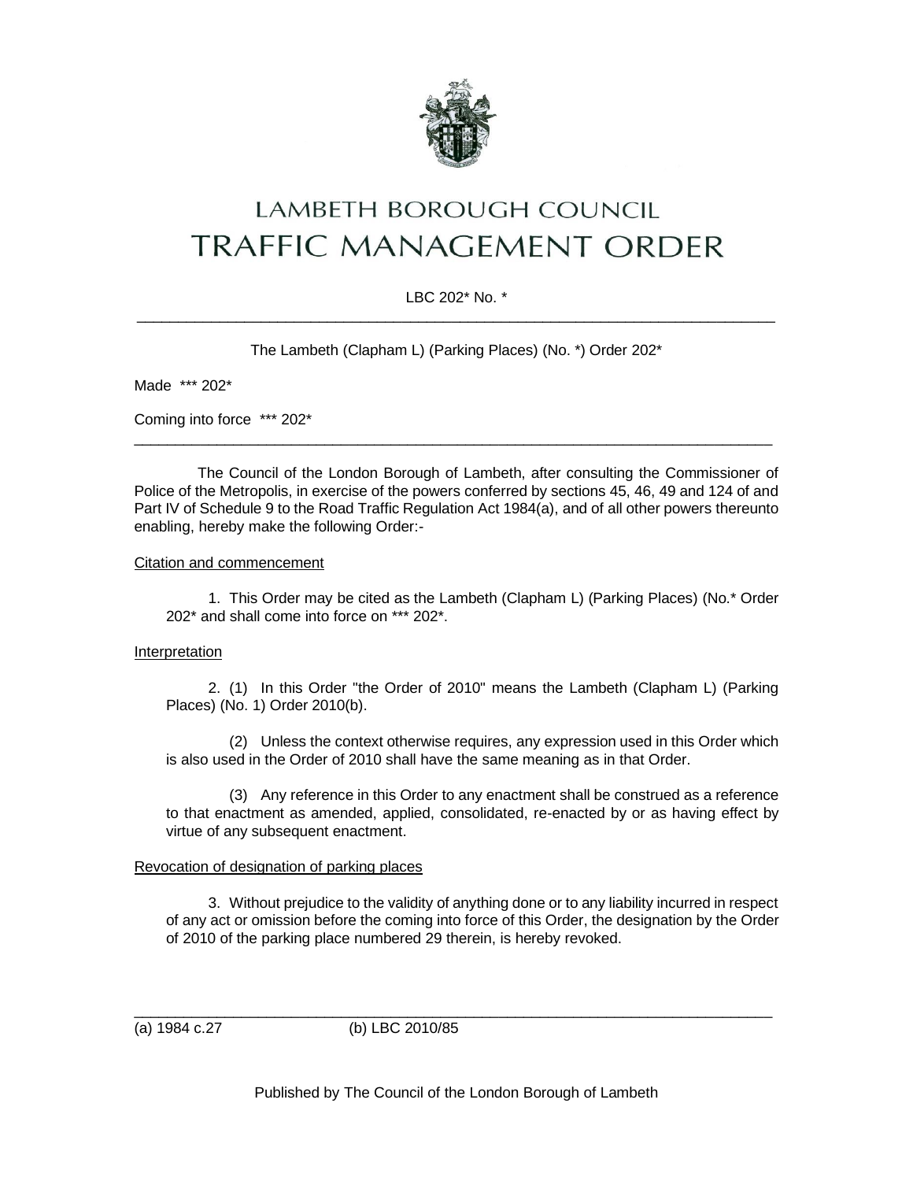# LAMBETH BOROUGH COUNCIL
# TRAFFIC MANAGEMENT ORDER

LBC 202* No. *

---

The Lambeth (Clapham L) (Parking Places) (No. *) Order 202*

Made *** 202*

Coming into force *** 202*

---

The Council of the London Borough of Lambeth, after consulting the Commissioner of Police of the Metropolis, in exercise of the powers conferred by sections 45, 46, 49 and 124 of and Part IV of Schedule 9 to the Road Traffic Regulation Act 1984(a), and of all other powers thereunto enabling, hereby make the following Order:-

Citation and commencement

1. This Order may be cited as the Lambeth (Clapham L) (Parking Places) (No.* Order 202* and shall come into force on *** 202*.

Interpretation

2. (1) In this Order "the Order of 2010" means the Lambeth (Clapham L) (Parking Places) (No. 1) Order 2010(b).

(2) Unless the context otherwise requires, any expression used in this Order which is also used in the Order of 2010 shall have the same meaning as in that Order.

(3) Any reference in this Order to any enactment shall be construed as a reference to that enactment as amended, applied, consolidated, re-enacted by or as having effect by virtue of any subsequent enactment.

Revocation of designation of parking places

3. Without prejudice to the validity of anything done or to any liability incurred in respect of any act or omission before the coming into force of this Order, the designation by the Order of 2010 of the parking place numbered 29 therein, is hereby revoked.

---

(a) 1984 c.27 (b) LBC 2010/85

Published by The Council of the London Borough of Lambeth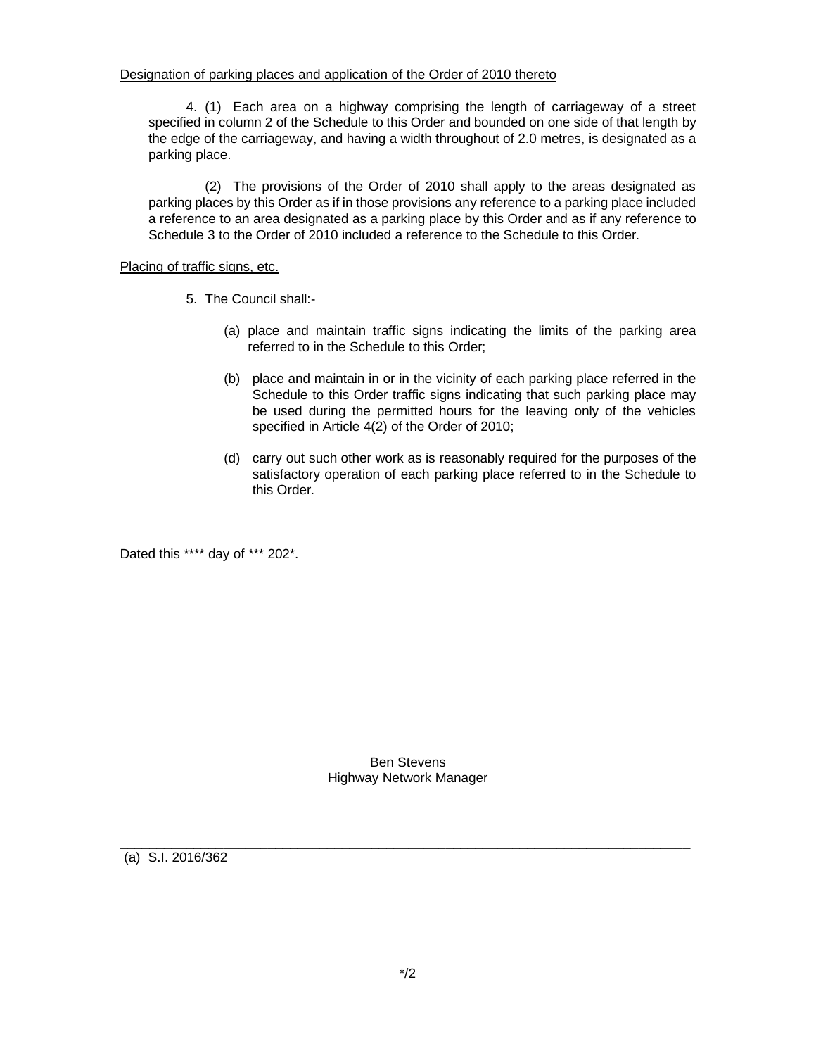Designation of parking places and application of the Order of 2010 thereto

4. (1) Each area on a highway comprising the length of carriageway of a street specified in column 2 of the Schedule to this Order and bounded on one side of that length by the edge of the carriageway, and having a width throughout of 2.0 metres, is designated as a parking place.

(2) The provisions of the Order of 2010 shall apply to the areas designated as parking places by this Order as if in those provisions any reference to a parking place included a reference to an area designated as a parking place by this Order and as if any reference to Schedule 3 to the Order of 2010 included a reference to the Schedule to this Order.

Placing of traffic signs, etc.

5. The Council shall:-

(a) place and maintain traffic signs indicating the limits of the parking area referred to in the Schedule to this Order;

(b) place and maintain in or in the vicinity of each parking place referred in the Schedule to this Order traffic signs indicating that such parking place may be used during the permitted hours for the leaving only of the vehicles specified in Article 4(2) of the Order of 2010;

(d) carry out such other work as is reasonably required for the purposes of the satisfactory operation of each parking place referred to in the Schedule to this Order.

Dated this **** day of *** 202*.

Ben Stevens
Highway Network Manager

---

(a) S.I. 2016/362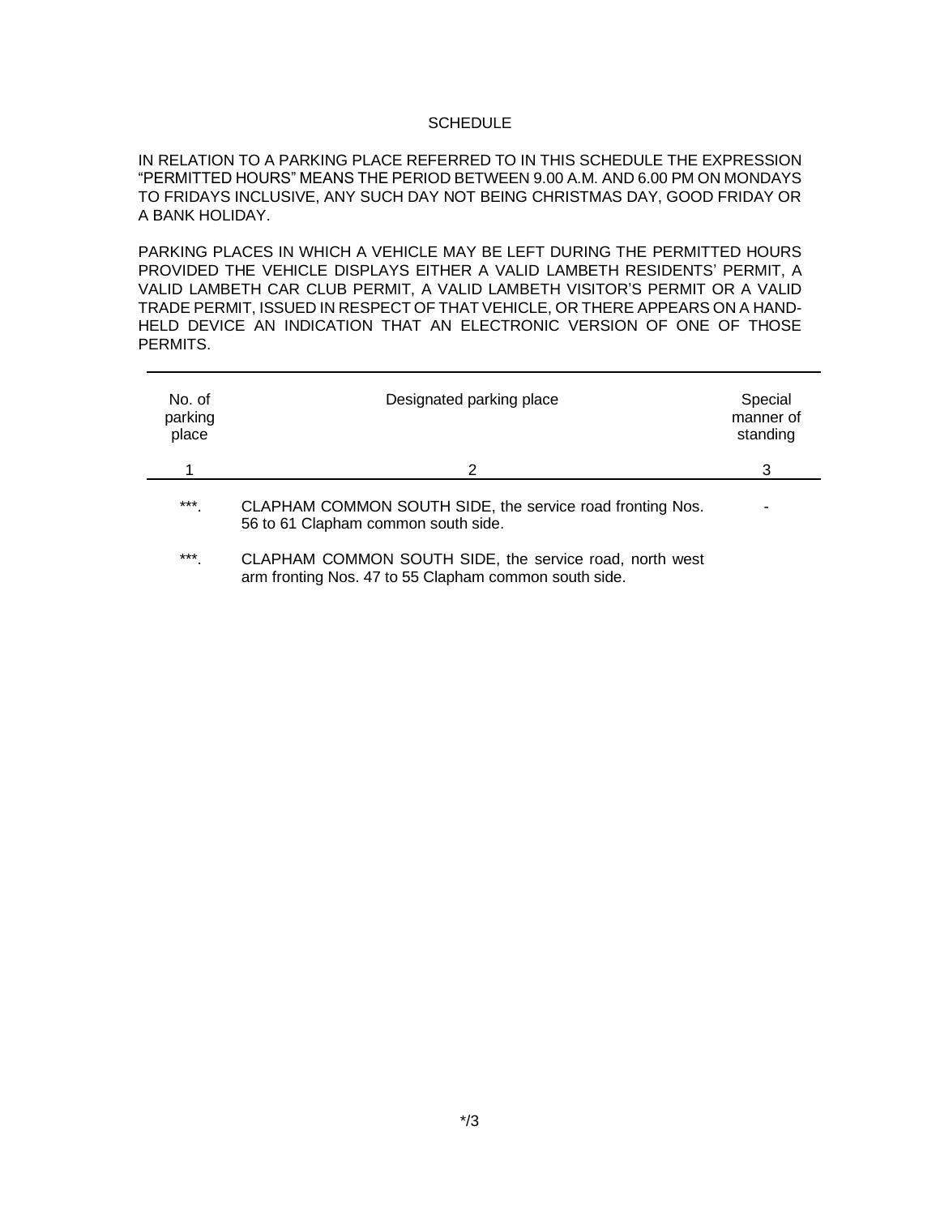SCHEDULE

IN RELATION TO A PARKING PLACE REFERRED TO IN THIS SCHEDULE THE EXPRESSION "PERMITTED HOURS" MEANS THE PERIOD BETWEEN 9.00 A.M. AND 6.00 PM ON MONDAYS TO FRIDAYS INCLUSIVE, ANY SUCH DAY NOT BEING CHRISTMAS DAY, GOOD FRIDAY OR A BANK HOLIDAY.

PARKING PLACES IN WHICH A VEHICLE MAY BE LEFT DURING THE PERMITTED HOURS PROVIDED THE VEHICLE DISPLAYS EITHER A VALID LAMBETH RESIDENTS' PERMIT, A VALID LAMBETH CAR CLUB PERMIT, A VALID LAMBETH VISITOR'S PERMIT OR A VALID TRADE PERMIT, ISSUED IN RESPECT OF THAT VEHICLE, OR THERE APPEARS ON A HAND-HELD DEVICE AN INDICATION THAT AN ELECTRONIC VERSION OF ONE OF THOSE PERMITS.

| No. of parking place | Designated parking place | Special manner of standing |
|---|---|---|
| 1 | 2 | 3 |
| ***. | CLAPHAM COMMON SOUTH SIDE, the service road fronting Nos. 56 to 61 Clapham common south side. | - |
| ***. | CLAPHAM COMMON SOUTH SIDE, the service road, north west arm fronting Nos. 47 to 55 Clapham common south side. | |